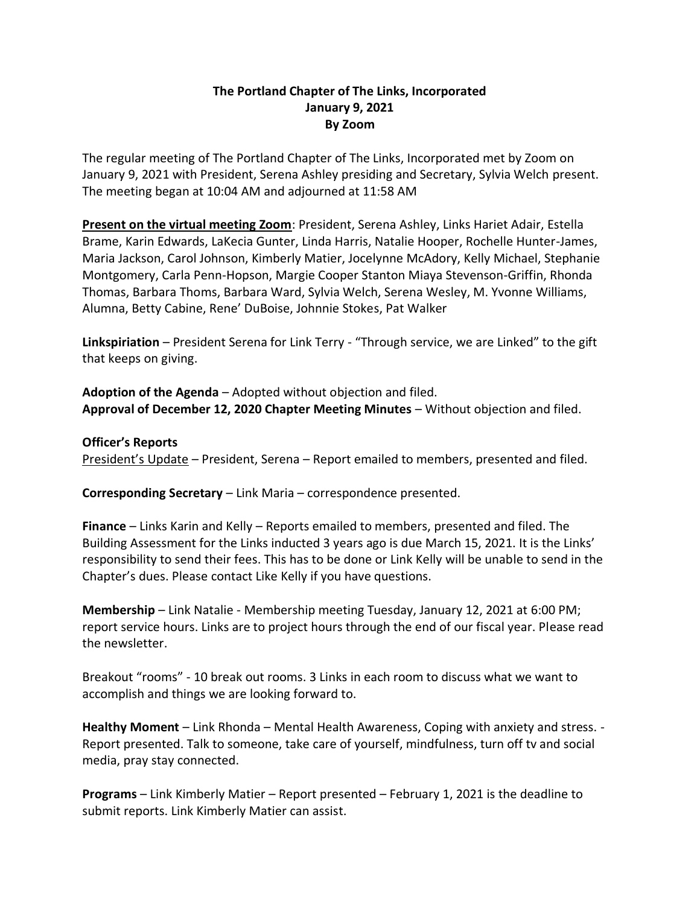**The Portland Chapter of The Links, Incorporated**
**January 9, 2021**
**By Zoom**

The regular meeting of The Portland Chapter of The Links, Incorporated met by Zoom on January 9, 2021 with President, Serena Ashley presiding and Secretary, Sylvia Welch present. The meeting began at 10:04 AM and adjourned at 11:58 AM

**Present on the virtual meeting Zoom**: President, Serena Ashley, Links Hariet Adair, Estella Brame, Karin Edwards, LaKecia Gunter, Linda Harris, Natalie Hooper, Rochelle Hunter-James, Maria Jackson, Carol Johnson, Kimberly Matier, Jocelynne McAdory, Kelly Michael, Stephanie Montgomery, Carla Penn-Hopson, Margie Cooper Stanton Miaya Stevenson-Griffin, Rhonda Thomas, Barbara Thoms, Barbara Ward, Sylvia Welch, Serena Wesley, M. Yvonne Williams, Alumna, Betty Cabine, Rene' DuBoise, Johnnie Stokes, Pat Walker

**Linkspiriation** – President Serena for Link Terry - "Through service, we are Linked" to the gift that keeps on giving.

**Adoption of the Agenda** – Adopted without objection and filed.
**Approval of December 12, 2020 Chapter Meeting Minutes** – Without objection and filed.

**Officer's Reports**
President's Update – President, Serena – Report emailed to members, presented and filed.

**Corresponding Secretary** – Link Maria – correspondence presented.

**Finance** – Links Karin and Kelly – Reports emailed to members, presented and filed. The Building Assessment for the Links inducted 3 years ago is due March 15, 2021. It is the Links' responsibility to send their fees. This has to be done or Link Kelly will be unable to send in the Chapter's dues. Please contact Like Kelly if you have questions.

**Membership** – Link Natalie - Membership meeting Tuesday, January 12, 2021 at 6:00 PM; report service hours. Links are to project hours through the end of our fiscal year. Please read the newsletter.

Breakout "rooms" - 10 break out rooms. 3 Links in each room to discuss what we want to accomplish and things we are looking forward to.

**Healthy Moment** – Link Rhonda – Mental Health Awareness, Coping with anxiety and stress. - Report presented. Talk to someone, take care of yourself, mindfulness, turn off tv and social media, pray stay connected.

**Programs** – Link Kimberly Matier – Report presented – February 1, 2021 is the deadline to submit reports. Link Kimberly Matier can assist.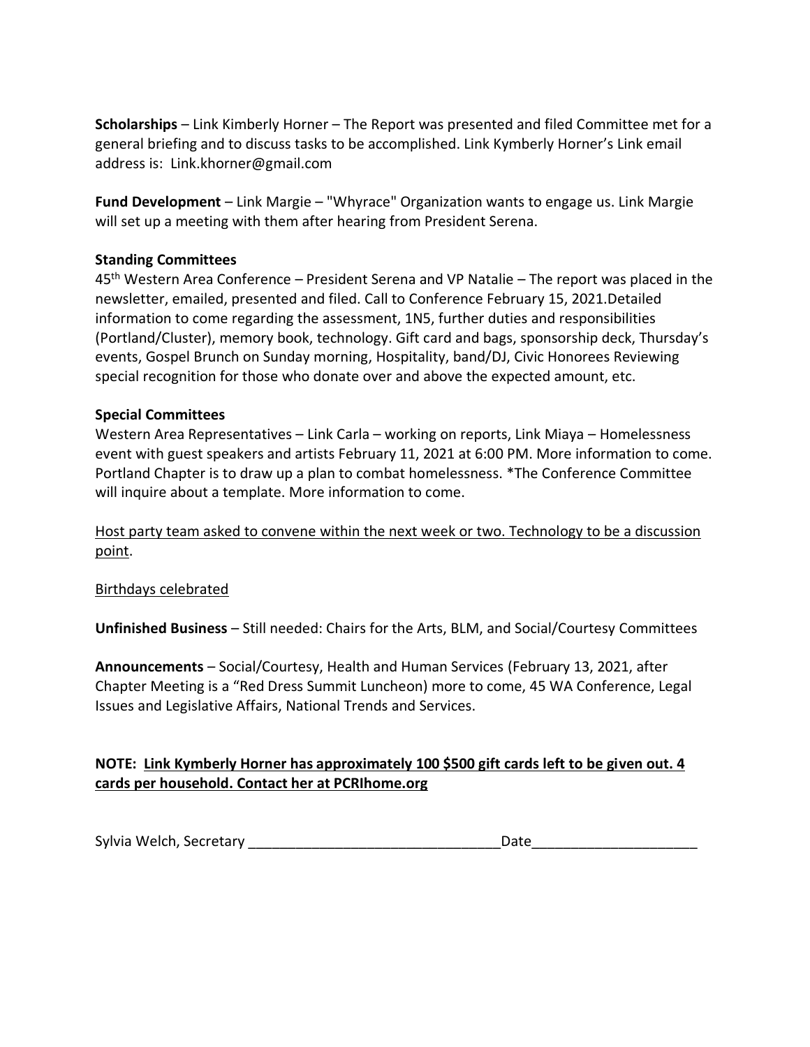**Scholarships** – Link Kimberly Horner – The Report was presented and filed Committee met for a general briefing and to discuss tasks to be accomplished. Link Kymberly Horner's Link email address is: Link.khorner@gmail.com

**Fund Development** – Link Margie – "Whyrace" Organization wants to engage us. Link Margie will set up a meeting with them after hearing from President Serena.

**Standing Committees**
45th Western Area Conference – President Serena and VP Natalie – The report was placed in the newsletter, emailed, presented and filed. Call to Conference February 15, 2021.Detailed information to come regarding the assessment, 1N5, further duties and responsibilities (Portland/Cluster), memory book, technology. Gift card and bags, sponsorship deck, Thursday's events, Gospel Brunch on Sunday morning, Hospitality, band/DJ, Civic Honorees Reviewing special recognition for those who donate over and above the expected amount, etc.

**Special Committees**
Western Area Representatives – Link Carla – working on reports, Link Miaya – Homelessness event with guest speakers and artists February 11, 2021 at 6:00 PM. More information to come. Portland Chapter is to draw up a plan to combat homelessness. *The Conference Committee will inquire about a template. More information to come.

<u>Host party team asked to convene within the next week or two. Technology to be a discussion point</u>.

<u>Birthdays celebrated</u>

**Unfinished Business** – Still needed: Chairs for the Arts, BLM, and Social/Courtesy Committees

**Announcements** – Social/Courtesy, Health and Human Services (February 13, 2021, after Chapter Meeting is a "Red Dress Summit Luncheon) more to come, 45 WA Conference, Legal Issues and Legislative Affairs, National Trends and Services.

**NOTE: <u>Link Kymberly Horner has approximately 100 $500 gift cards left to be given out. 4 cards per household. Contact her at PCRIhome.org</u>**

Sylvia Welch, Secretary _______________________________Date____________________